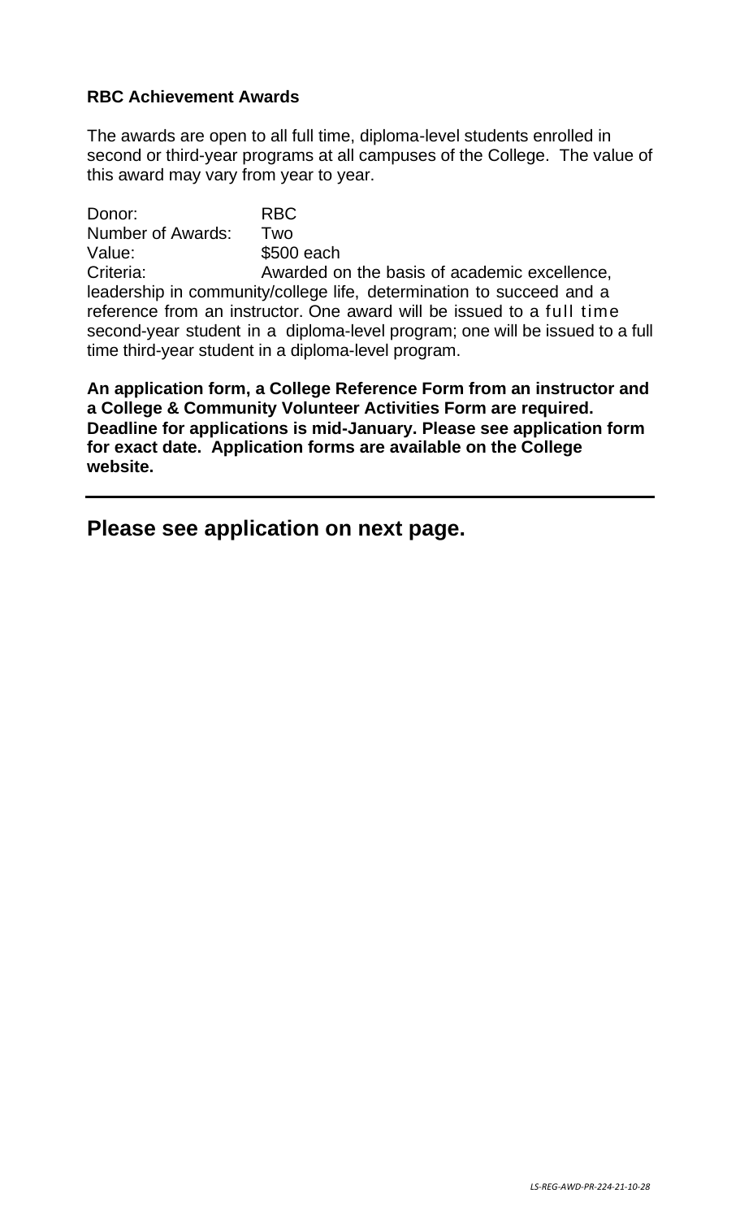**RBC Achievement Awards**

The awards are open to all full time, diploma-level students enrolled in second or third-year programs at all campuses of the College. The value of this award may vary from year to year.

Donor: RBC
Number of Awards: Two
Value: $500 each
Criteria: Awarded on the basis of academic excellence, leadership in community/college life, determination to succeed and a reference from an instructor. One award will be issued to a full time second-year student in a diploma-level program; one will be issued to a full time third-year student in a diploma-level program.

**An application form, a College Reference Form from an instructor and a College & Community Volunteer Activities Form are required. Deadline for applications is mid-January. Please see application form for exact date. Application forms are available on the College website.**

---

## Please see application on next page.

*LS-REG-AWD-PR-224-21-10-28*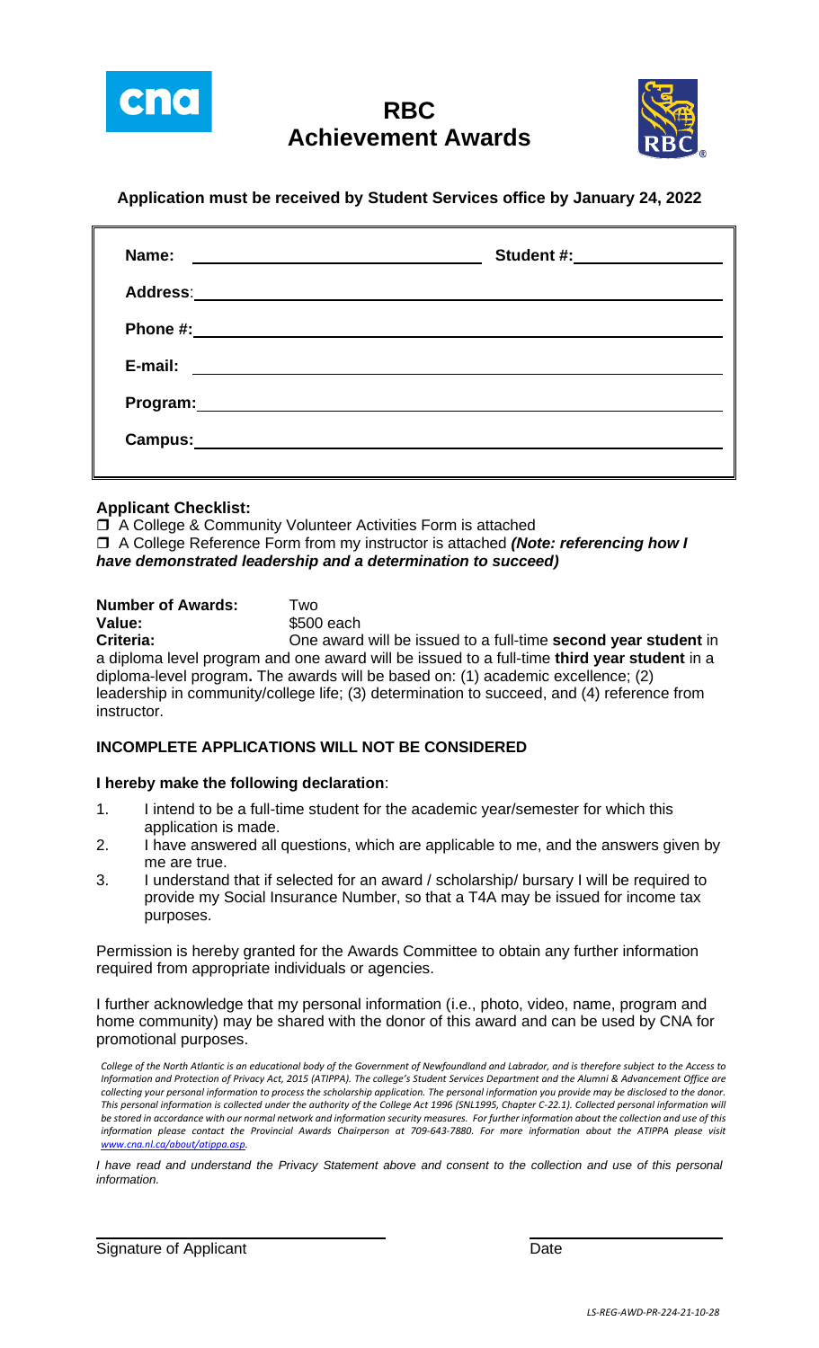# RBC Achievement Awards

**Application must be received by Student Services office by January 24, 2022**

**Name:** ______________________ **Student #:** ______________

**Address:** ______________________________________________

**Phone #:** ______________________________________________

**E-mail:** ______________________________________________

**Program:** ______________________________________________

**Campus:** ______________________________________________

**Applicant Checklist:**

- ☐ A College & Community Volunteer Activities Form is attached
- ☐ A College Reference Form from my instructor is attached ***(Note: referencing how I have demonstrated leadership and a determination to succeed)***

**Number of Awards:** Two

**Value:** $500 each

**Criteria:** One award will be issued to a full-time **second year student** in a diploma level program and one award will be issued to a full-time **third year student** in a diploma-level program**.** The awards will be based on: (1) academic excellence; (2) leadership in community/college life; (3) determination to succeed, and (4) reference from instructor.

**INCOMPLETE APPLICATIONS WILL NOT BE CONSIDERED**

**I hereby make the following declaration**:

1. I intend to be a full-time student for the academic year/semester for which this application is made.
2. I have answered all questions, which are applicable to me, and the answers given by me are true.
3. I understand that if selected for an award / scholarship/ bursary I will be required to provide my Social Insurance Number, so that a T4A may be issued for income tax purposes.

Permission is hereby granted for the Awards Committee to obtain any further information required from appropriate individuals or agencies.

I further acknowledge that my personal information (i.e., photo, video, name, program and home community) may be shared with the donor of this award and can be used by CNA for promotional purposes.

*College of the North Atlantic is an educational body of the Government of Newfoundland and Labrador, and is therefore subject to the Access to Information and Protection of Privacy Act, 2015 (ATIPPA). The college's Student Services Department and the Alumni & Advancement Office are collecting your personal information to process the scholarship application. The personal information you provide may be disclosed to the donor. This personal information is collected under the authority of the College Act 1996 (SNL1995, Chapter C-22.1). Collected personal information will be stored in accordance with our normal network and information security measures. For further information about the collection and use of this information please contact the Provincial Awards Chairperson at 709-643-7880. For more information about the ATIPPA please visit www.cna.nl.ca/about/atippa.asp.*

*I have read and understand the Privacy Statement above and consent to the collection and use of this personal information.*

______________________________ ______________________

Signature of Applicant Date

LS-REG-AWD-PR-224-21-10-28